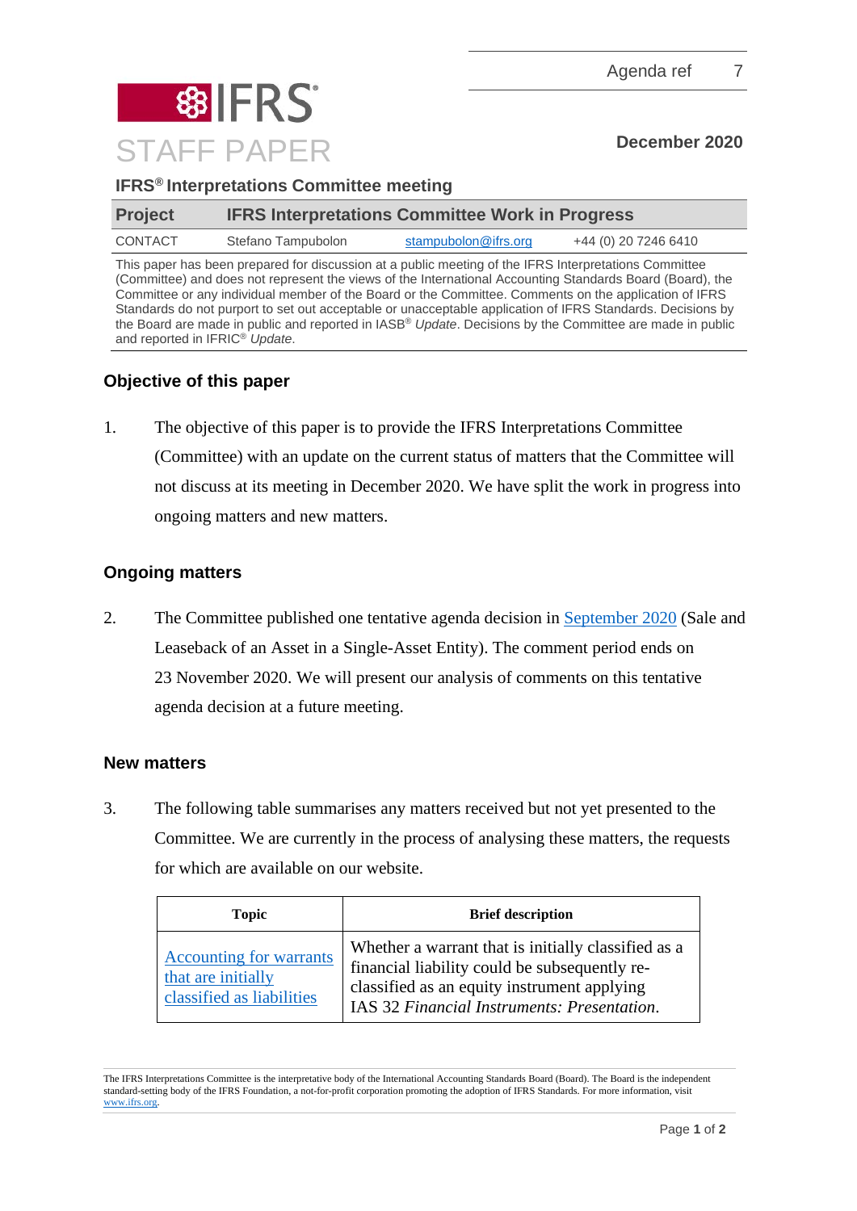Agenda ref 7

IFRS
STAFF PAPER

December 2020

**IFRS® Interpretations Committee meeting**

| **Project** | **IFRS Interpretations Committee Work in Progress** | | |
|---|---|---|---|
| CONTACT | Stefano Tampubolon | stampubolon@ifrs.org | +44 (0) 20 7246 6410 |

This paper has been prepared for discussion at a public meeting of the IFRS Interpretations Committee (Committee) and does not represent the views of the International Accounting Standards Board (Board), the Committee or any individual member of the Board or the Committee. Comments on the application of IFRS Standards do not purport to set out acceptable or unacceptable application of IFRS Standards. Decisions by the Board are made in public and reported in IASB® *Update*. Decisions by the Committee are made in public and reported in IFRIC® *Update*.

## Objective of this paper

1. The objective of this paper is to provide the IFRS Interpretations Committee (Committee) with an update on the current status of matters that the Committee will not discuss at its meeting in December 2020. We have split the work in progress into ongoing matters and new matters.

## Ongoing matters

2. The Committee published one tentative agenda decision in September 2020 (Sale and Leaseback of an Asset in a Single-Asset Entity). The comment period ends on 23 November 2020. We will present our analysis of comments on this tentative agenda decision at a future meeting.

## New matters

3. The following table summarises any matters received but not yet presented to the Committee. We are currently in the process of analysing these matters, the requests for which are available on our website.

| **Topic** | **Brief description** |
|---|---|
| Accounting for warrants that are initially classified as liabilities | Whether a warrant that is initially classified as a financial liability could be subsequently re-classified as an equity instrument applying IAS 32 *Financial Instruments: Presentation*. |

The IFRS Interpretations Committee is the interpretative body of the International Accounting Standards Board (Board). The Board is the independent standard-setting body of the IFRS Foundation, a not-for-profit corporation promoting the adoption of IFRS Standards. For more information, visit www.ifrs.org.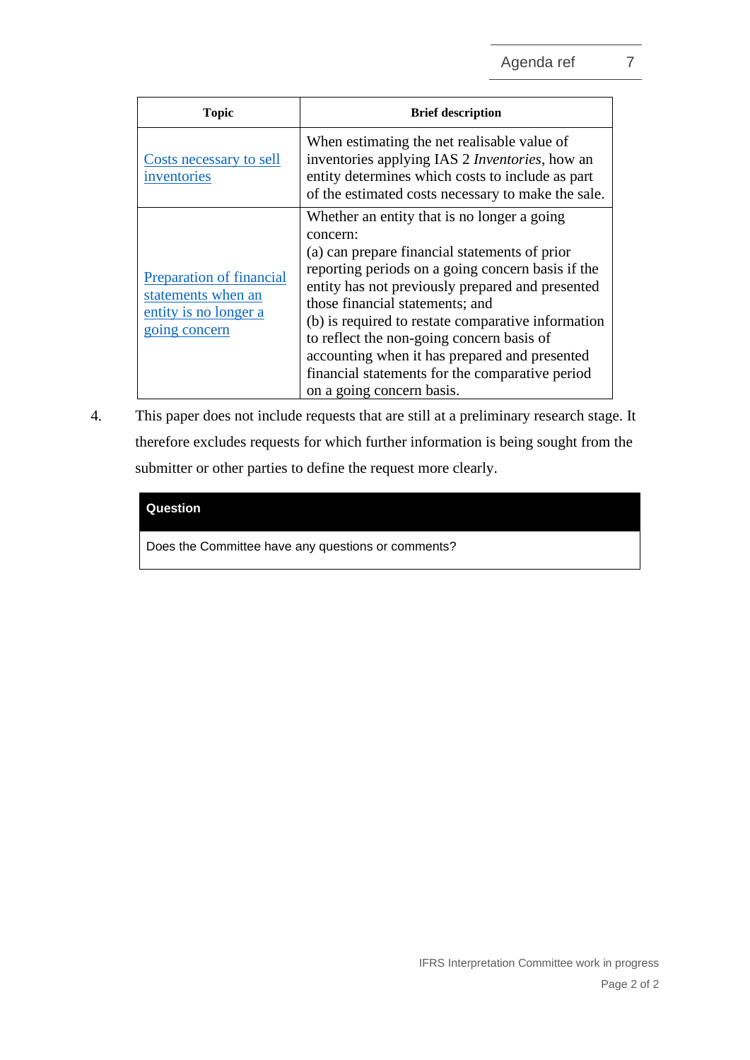| Topic | Brief description |
| --- | --- |
| [Costs necessary to sell inventories]() | When estimating the net realisable value of inventories applying IAS 2 *Inventories*, how an entity determines which costs to include as part of the estimated costs necessary to make the sale. |
| [Preparation of financial statements when an entity is no longer a going concern]() | Whether an entity that is no longer a going concern: (a) can prepare financial statements of prior reporting periods on a going concern basis if the entity has not previously prepared and presented those financial statements; and (b) is required to restate comparative information to reflect the non-going concern basis of accounting when it has prepared and presented financial statements for the comparative period on a going concern basis. |

4. This paper does not include requests that are still at a preliminary research stage. It therefore excludes requests for which further information is being sought from the submitter or other parties to define the request more clearly.

| **Question** |
| --- |
| Does the Committee have any questions or comments? |